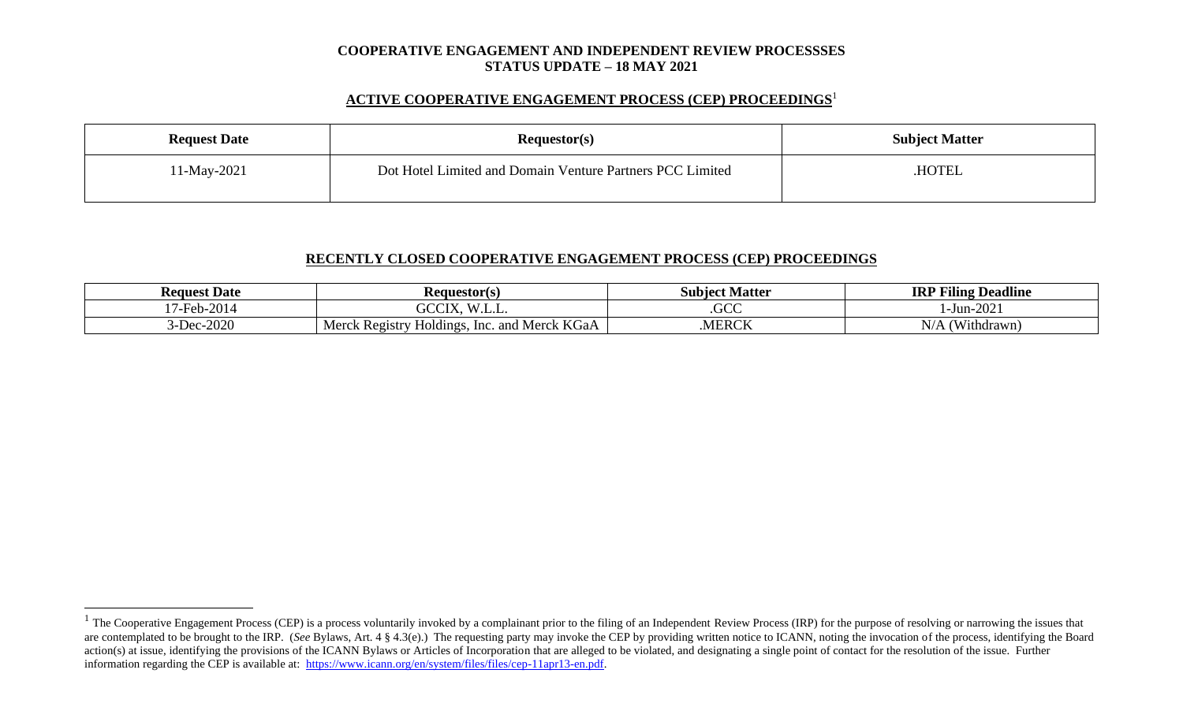**COOPERATIVE ENGAGEMENT AND INDEPENDENT REVIEW PROCESSSES**
**STATUS UPDATE – 18 MAY 2021**

## ACTIVE COOPERATIVE ENGAGEMENT PROCESS (CEP) PROCEEDINGS[1]

| Request Date | Requestor(s) | Subject Matter |
|---|---|---|
| 11-May-2021 | Dot Hotel Limited and Domain Venture Partners PCC Limited | .HOTEL |

## RECENTLY CLOSED COOPERATIVE ENGAGEMENT PROCESS (CEP) PROCEEDINGS

| Request Date | Requestor(s) | Subject Matter | IRP Filing Deadline |
|---|---|---|---|
| 17-Feb-2014 | GCCIX, W.L.L. | .GCC | 1-Jun-2021 |
| 3-Dec-2020 | Merck Registry Holdings, Inc. and Merck KGaA | .MERCK | N/A (Withdrawn) |

[1] The Cooperative Engagement Process (CEP) is a process voluntarily invoked by a complainant prior to the filing of an Independent Review Process (IRP) for the purpose of resolving or narrowing the issues that are contemplated to be brought to the IRP. (*See* Bylaws, Art. 4 § 4.3(e).) The requesting party may invoke the CEP by providing written notice to ICANN, noting the invocation of the process, identifying the Board action(s) at issue, identifying the provisions of the ICANN Bylaws or Articles of Incorporation that are alleged to be violated, and designating a single point of contact for the resolution of the issue. Further information regarding the CEP is available at: https://www.icann.org/en/system/files/files/cep-11apr13-en.pdf.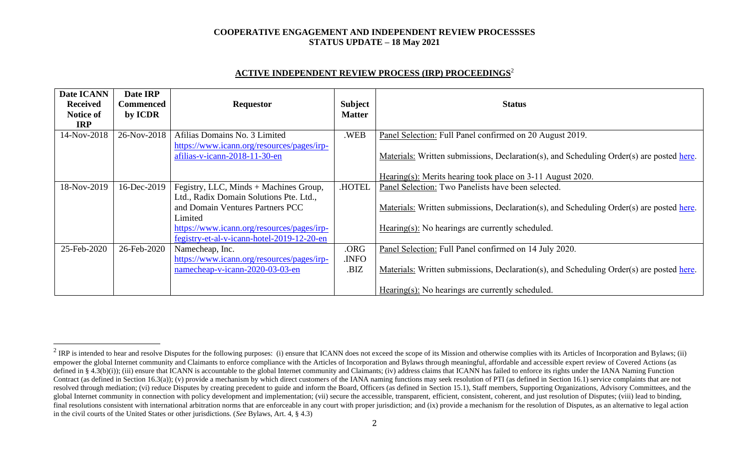**COOPERATIVE ENGAGEMENT AND INDEPENDENT REVIEW PROCESSSES**
**STATUS UPDATE – 18 May 2021**

## ACTIVE INDEPENDENT REVIEW PROCESS (IRP) PROCEEDINGS[2]

| Date ICANN Received Notice of IRP | Date IRP Commenced by ICDR | Requestor | Subject Matter | Status |
|---|---|---|---|---|
| 14-Nov-2018 | 26-Nov-2018 | Afilias Domains No. 3 Limited https://www.icann.org/resources/pages/irp-afilias-v-icann-2018-11-30-en | .WEB | Panel Selection: Full Panel confirmed on 20 August 2019.<br><br>Materials: Written submissions, Declaration(s), and Scheduling Order(s) are posted here.<br><br>Hearing(s): Merits hearing took place on 3-11 August 2020. |
| 18-Nov-2019 | 16-Dec-2019 | Fegistry, LLC, Minds + Machines Group, Ltd., Radix Domain Solutions Pte. Ltd., and Domain Ventures Partners PCC Limited https://www.icann.org/resources/pages/irp-fegistry-et-al-v-icann-hotel-2019-12-20-en | .HOTEL | Panel Selection: Two Panelists have been selected.<br><br>Materials: Written submissions, Declaration(s), and Scheduling Order(s) are posted here.<br><br>Hearing(s): No hearings are currently scheduled. |
| 25-Feb-2020 | 26-Feb-2020 | Namecheap, Inc. https://www.icann.org/resources/pages/irp-namecheap-v-icann-2020-03-03-en | .ORG .INFO .BIZ | Panel Selection: Full Panel confirmed on 14 July 2020.<br><br>Materials: Written submissions, Declaration(s), and Scheduling Order(s) are posted here.<br><br>Hearing(s): No hearings are currently scheduled. |

[2] IRP is intended to hear and resolve Disputes for the following purposes: (i) ensure that ICANN does not exceed the scope of its Mission and otherwise complies with its Articles of Incorporation and Bylaws; (ii) empower the global Internet community and Claimants to enforce compliance with the Articles of Incorporation and Bylaws through meaningful, affordable and accessible expert review of Covered Actions (as defined in § 4.3(b)(i)); (iii) ensure that ICANN is accountable to the global Internet community and Claimants; (iv) address claims that ICANN has failed to enforce its rights under the IANA Naming Function Contract (as defined in Section 16.3(a)); (v) provide a mechanism by which direct customers of the IANA naming functions may seek resolution of PTI (as defined in Section 16.1) service complaints that are not resolved through mediation; (vi) reduce Disputes by creating precedent to guide and inform the Board, Officers (as defined in Section 15.1), Staff members, Supporting Organizations, Advisory Committees, and the global Internet community in connection with policy development and implementation; (vii) secure the accessible, transparent, efficient, consistent, coherent, and just resolution of Disputes; (viii) lead to binding, final resolutions consistent with international arbitration norms that are enforceable in any court with proper jurisdiction; and (ix) provide a mechanism for the resolution of Disputes, as an alternative to legal action in the civil courts of the United States or other jurisdictions. (*See* Bylaws, Art. 4, § 4.3)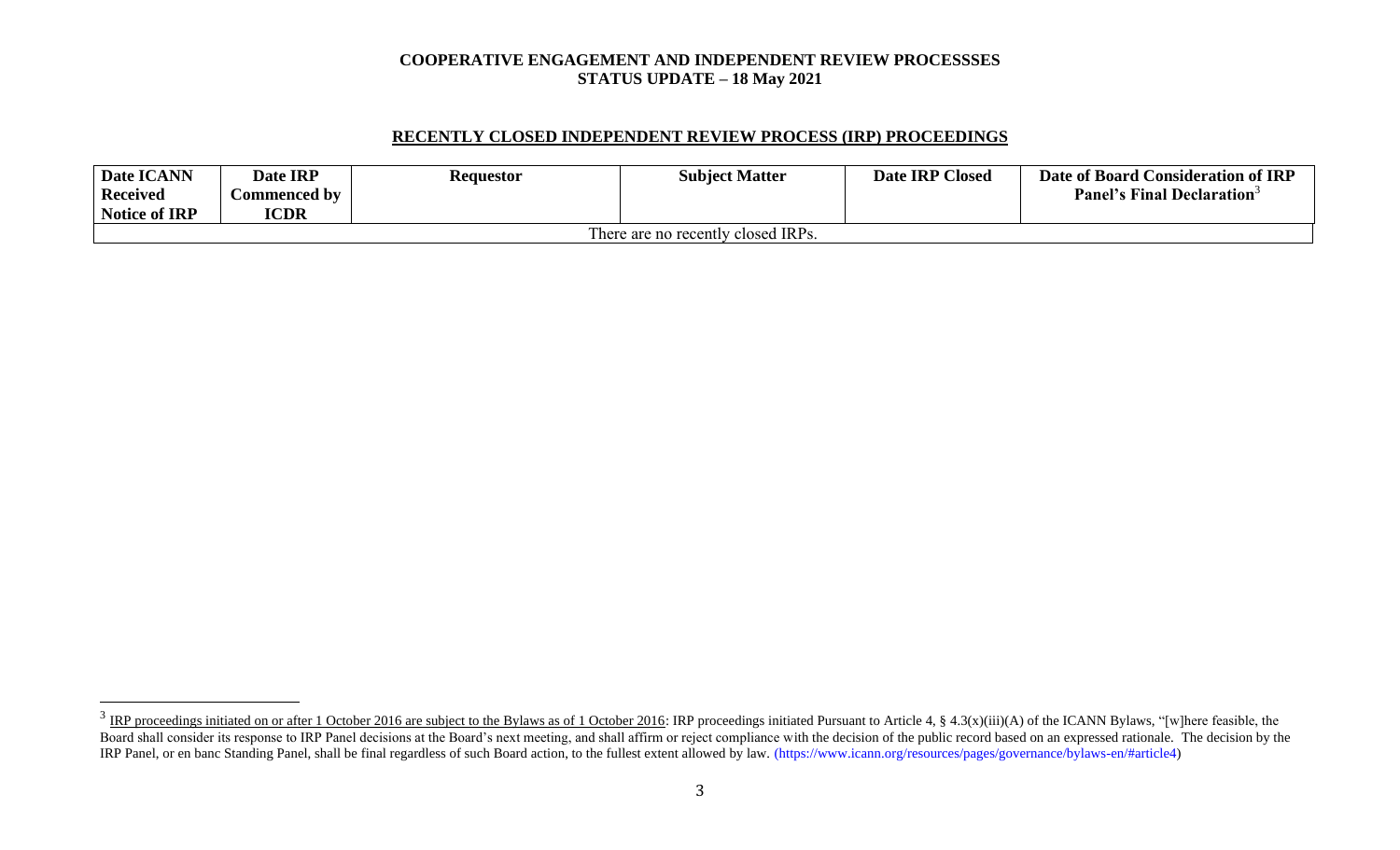**COOPERATIVE ENGAGEMENT AND INDEPENDENT REVIEW PROCESSSES**
**STATUS UPDATE – 18 May 2021**

## RECENTLY CLOSED INDEPENDENT REVIEW PROCESS (IRP) PROCEEDINGS

| Date ICANN Received Notice of IRP | Date IRP Commenced by ICDR | Requestor | Subject Matter | Date IRP Closed | Date of Board Consideration of IRP Panel's Final Declaration[3] |
|---|---|---|---|---|---|
| There are no recently closed IRPs. | | | | | |

[3] IRP proceedings initiated on or after 1 October 2016 are subject to the Bylaws as of 1 October 2016: IRP proceedings initiated Pursuant to Article 4, § 4.3(x)(iii)(A) of the ICANN Bylaws, "[w]here feasible, the Board shall consider its response to IRP Panel decisions at the Board's next meeting, and shall affirm or reject compliance with the decision of the public record based on an expressed rationale. The decision by the IRP Panel, or en banc Standing Panel, shall be final regardless of such Board action, to the fullest extent allowed by law. (https://www.icann.org/resources/pages/governance/bylaws-en/#article4)